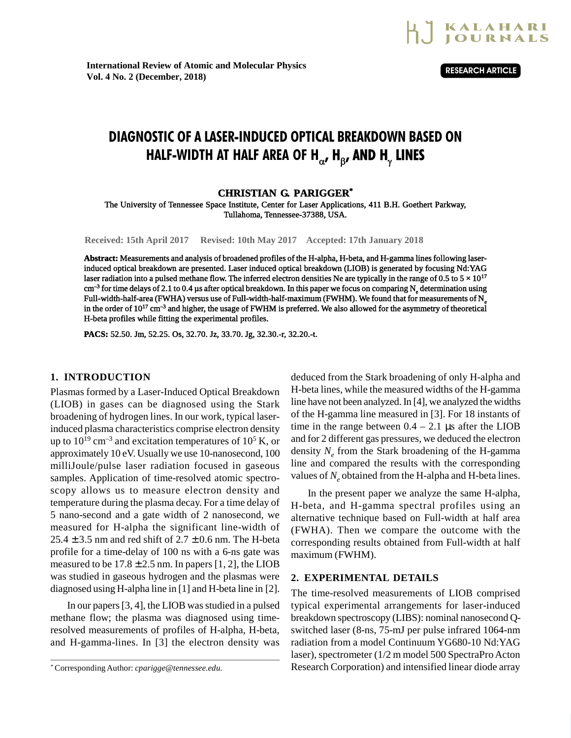International Review of Atomic and Molecular Physics
Vol. 4 No. 2 (December, 2018)

RESEARCH ARTICLE

# DIAGNOSTIC OF A LASER-INDUCED OPTICAL BREAKDOWN BASED ON HALF-WIDTH AT HALF AREA OF $H_\alpha$, $H_\beta$, AND $H_\gamma$ LINES

**CHRISTIAN G. PARIGGER***

The University of Tennessee Space Institute, Center for Laser Applications, 411 B.H. Goethert Parkway, Tullahoma, Tennessee-37388, USA.

Received: 15th April 2017 Revised: 10th May 2017 Accepted: 17th January 2018

**Abstract:** Measurements and analysis of broadened profiles of the H-alpha, H-beta, and H-gamma lines following laser-induced optical breakdown are presented. Laser induced optical breakdown (LIOB) is generated by focusing Nd:YAG laser radiation into a pulsed methane flow. The inferred electron densities Ne are typically in the range of 0.5 to $5 \times 10^{17}$ $cm^{-3}$ for time delays of 2.1 to 0.4 μs after optical breakdown. In this paper we focus on comparing $N_e$ determination using Full-width-half-area (FWHA) versus use of Full-width-half-maximum (FWHM). We found that for measurements of $N_e$ in the order of $10^{17}$ $cm^{-3}$ and higher, the usage of FWHM is preferred. We also allowed for the asymmetry of theoretical H-beta profiles while fitting the experimental profiles.

**PACS:** 52.50. Jm, 52.25. Os, 32.70. Jz, 33.70. Jg, 32.30.-r, 32.20.-t.

## 1. INTRODUCTION

Plasmas formed by a Laser-Induced Optical Breakdown (LIOB) in gases can be diagnosed using the Stark broadening of hydrogen lines. In our work, typical laser-induced plasma characteristics comprise electron density up to $10^{19}$ $cm^{-3}$ and excitation temperatures of $10^5$ K, or approximately 10 eV. Usually we use 10-nanosecond, 100 milliJoule/pulse laser radiation focused in gaseous samples. Application of time-resolved atomic spectroscopy allows us to measure electron density and temperature during the plasma decay. For a time delay of 5 nano-second and a gate width of 2 nanosecond, we measured for H-alpha the significant line-width of $25.4 \pm 3.5$ nm and red shift of $2.7 \pm 0.6$ nm. The H-beta profile for a time-delay of 100 ns with a 6-ns gate was measured to be $17.8 \pm 2.5$ nm. In papers [1, 2], the LIOB was studied in gaseous hydrogen and the plasmas were diagnosed using H-alpha line in [1] and H-beta line in [2].

In our papers [3, 4], the LIOB was studied in a pulsed methane flow; the plasma was diagnosed using time-resolved measurements of profiles of H-alpha, H-beta, and H-gamma-lines. In [3] the electron density was deduced from the Stark broadening of only H-alpha and H-beta lines, while the measured widths of the H-gamma line have not been analyzed. In [4], we analyzed the widths of the H-gamma line measured in [3]. For 18 instants of time in the range between 0.4 – 2.1 μs after the LIOB and for 2 different gas pressures, we deduced the electron density $N_e$ from the Stark broadening of the H-gamma line and compared the results with the corresponding values of $N_e$ obtained from the H-alpha and H-beta lines.

In the present paper we analyze the same H-alpha, H-beta, and H-gamma spectral profiles using an alternative technique based on Full-width at half area (FWHA). Then we compare the outcome with the corresponding results obtained from Full-width at half maximum (FWHM).

## 2. EXPERIMENTAL DETAILS

The time-resolved measurements of LIOB comprised typical experimental arrangements for laser-induced breakdown spectroscopy (LIBS): nominal nanosecond Q-switched laser (8-ns, 75-mJ per pulse infrared 1064-nm radiation from a model Continuum YG680-10 Nd:YAG laser), spectrometer (1/2 m model 500 SpectraPro Acton Research Corporation) and intensified linear diode array

* Corresponding Author: *cparigge@tennessee.edu.*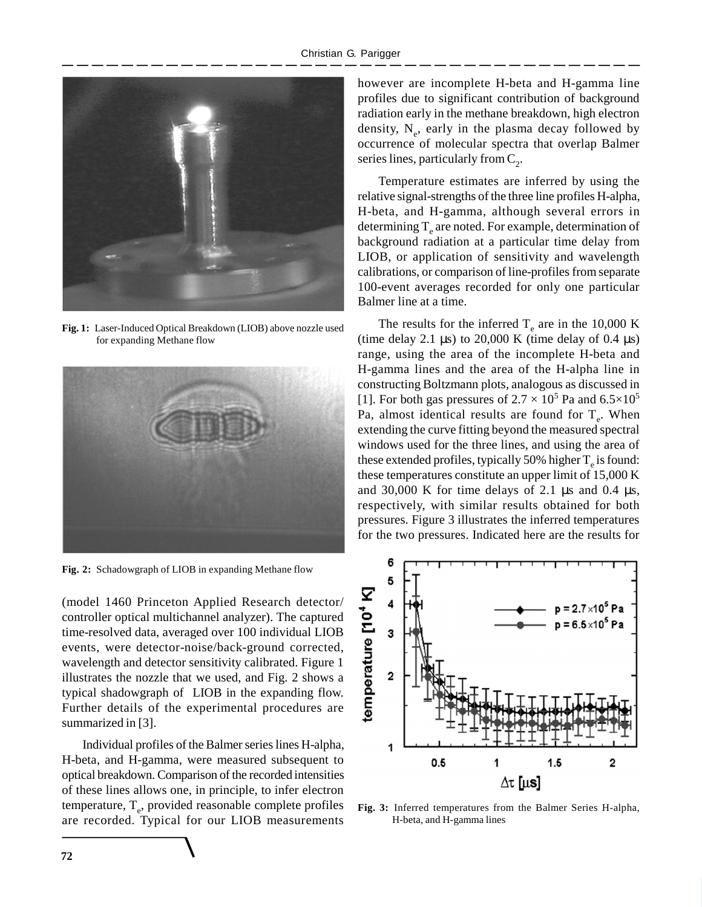Fig. 1: Laser-Induced Optical Breakdown (LIOB) above nozzle used for expanding Methane flow

Fig. 2: Schadowgraph of LIOB in expanding Methane flow

(model 1460 Princeton Applied Research detector/ controller optical multichannel analyzer). The captured time-resolved data, averaged over 100 individual LIOB events, were detector-noise/back-ground corrected, wavelength and detector sensitivity calibrated. Figure 1 illustrates the nozzle that we used, and Fig. 2 shows a typical shadowgraph of LIOB in the expanding flow. Further details of the experimental procedures are summarized in [3].

Individual profiles of the Balmer series lines H-alpha, H-beta, and H-gamma, were measured subsequent to optical breakdown. Comparison of the recorded intensities of these lines allows one, in principle, to infer electron temperature, $T_e$, provided reasonable complete profiles are recorded. Typical for our LIOB measurements however are incomplete H-beta and H-gamma line profiles due to significant contribution of background radiation early in the methane breakdown, high electron density, $N_e$, early in the plasma decay followed by occurrence of molecular spectra that overlap Balmer series lines, particularly from $C_2$.

Temperature estimates are inferred by using the relative signal-strengths of the three line profiles H-alpha, H-beta, and H-gamma, although several errors in determining $T_e$ are noted. For example, determination of background radiation at a particular time delay from LIOB, or application of sensitivity and wavelength calibrations, or comparison of line-profiles from separate 100-event averages recorded for only one particular Balmer line at a time.

The results for the inferred $T_e$ are in the 10,000 K (time delay 2.1 μs) to 20,000 K (time delay of 0.4 μs) range, using the area of the incomplete H-beta and H-gamma lines and the area of the H-alpha line in constructing Boltzmann plots, analogous as discussed in [1]. For both gas pressures of $2.7 \times 10^5$ Pa and $6.5 \times 10^5$ Pa, almost identical results are found for $T_e$. When extending the curve fitting beyond the measured spectral windows used for the three lines, and using the area of these extended profiles, typically 50% higher $T_e$ is found: these temperatures constitute an upper limit of 15,000 K and 30,000 K for time delays of 2.1 μs and 0.4 μs, respectively, with similar results obtained for both pressures. Figure 3 illustrates the inferred temperatures for the two pressures. Indicated here are the results for

Fig. 3: Inferred temperatures from the Balmer Series H-alpha, H-beta, and H-gamma lines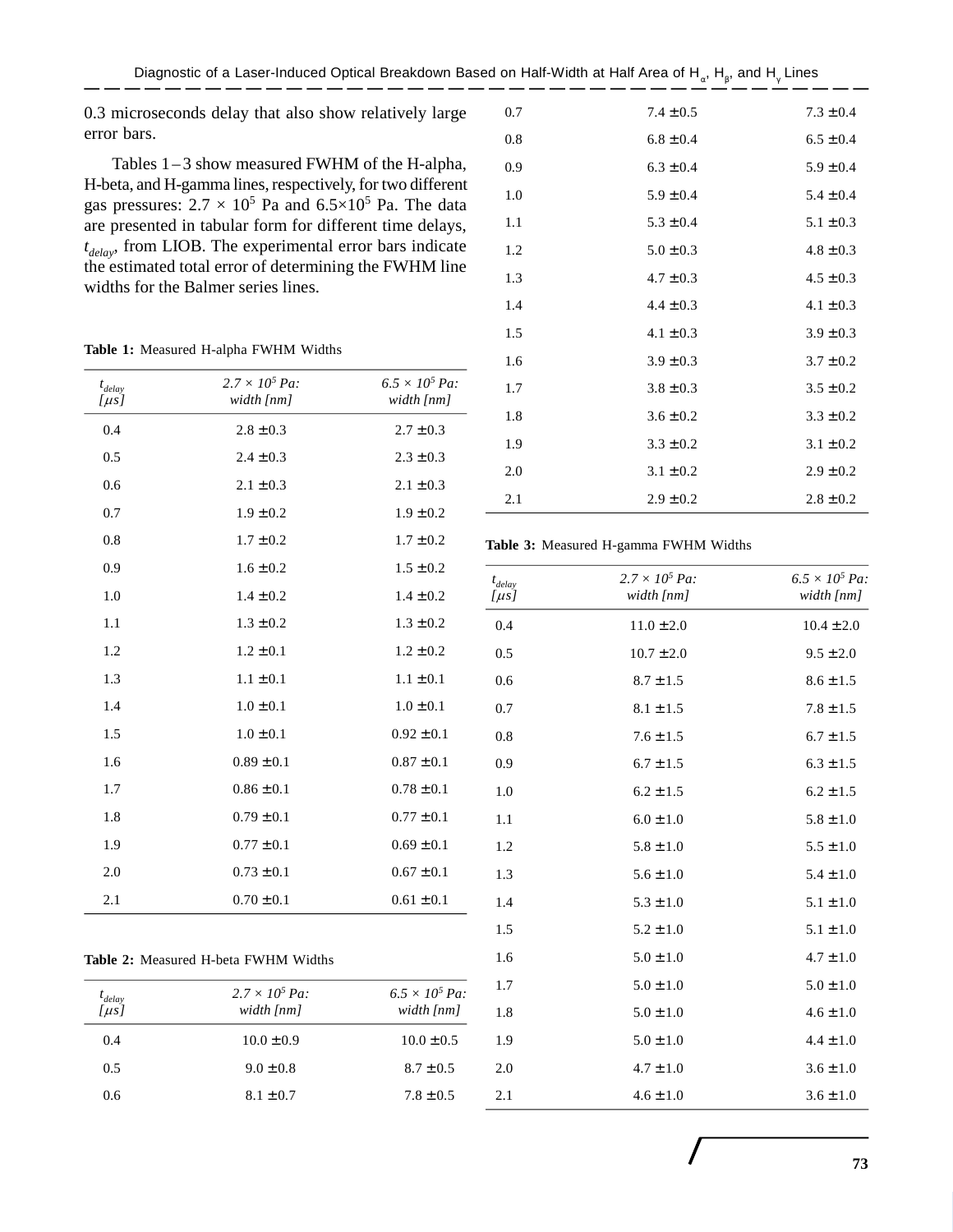0.3 microseconds delay that also show relatively large error bars.

Tables 1 – 3 show measured FWHM of the H-alpha, H-beta, and H-gamma lines, respectively, for two different gas pressures: $2.7 \times 10^5$ Pa and $6.5\times10^5$ Pa. The data are presented in tabular form for different time delays, $t_{delay}$, from LIOB. The experimental error bars indicate the estimated total error of determining the FWHM line widths for the Balmer series lines.

**Table 1:** Measured H-alpha FWHM Widths

| $t_{delay}$ [$\mu s$] | $2.7 \times 10^5$ Pa: width [nm] | $6.5 \times 10^5$ Pa: width [nm] |
|---|---|---|
| 0.4 | 2.8 ±0.3 | 2.7 ±0.3 |
| 0.5 | 2.4 ±0.3 | 2.3 ±0.3 |
| 0.6 | 2.1 ±0.3 | 2.1 ±0.3 |
| 0.7 | 1.9 ±0.2 | 1.9 ±0.2 |
| 0.8 | 1.7 ±0.2 | 1.7 ±0.2 |
| 0.9 | 1.6 ±0.2 | 1.5 ±0.2 |
| 1.0 | 1.4 ±0.2 | 1.4 ±0.2 |
| 1.1 | 1.3 ±0.2 | 1.3 ±0.2 |
| 1.2 | 1.2 ±0.1 | 1.2 ±0.2 |
| 1.3 | 1.1 ±0.1 | 1.1 ±0.1 |
| 1.4 | 1.0 ±0.1 | 1.0 ±0.1 |
| 1.5 | 1.0 ±0.1 | 0.92 ±0.1 |
| 1.6 | 0.89 ±0.1 | 0.87 ±0.1 |
| 1.7 | 0.86 ±0.1 | 0.78 ±0.1 |
| 1.8 | 0.79 ±0.1 | 0.77 ±0.1 |
| 1.9 | 0.77 ±0.1 | 0.69 ±0.1 |
| 2.0 | 0.73 ±0.1 | 0.67 ±0.1 |
| 2.1 | 0.70 ±0.1 | 0.61 ±0.1 |

**Table 2:** Measured H-beta FWHM Widths

| $t_{delay}$ [$\mu s$] | $2.7 \times 10^5$ Pa: width [nm] | $6.5 \times 10^5$ Pa: width [nm] |
|---|---|---|
| 0.4 | 10.0 ±0.9 | 10.0 ±0.5 |
| 0.5 | 9.0 ±0.8 | 8.7 ±0.5 |
| 0.6 | 8.1 ±0.7 | 7.8 ±0.5 |
| 0.7 | 7.4 ±0.5 | 7.3 ±0.4 |
| 0.8 | 6.8 ±0.4 | 6.5 ±0.4 |
| 0.9 | 6.3 ±0.4 | 5.9 ±0.4 |
| 1.0 | 5.9 ±0.4 | 5.4 ±0.4 |
| 1.1 | 5.3 ±0.4 | 5.1 ±0.3 |
| 1.2 | 5.0 ±0.3 | 4.8 ±0.3 |
| 1.3 | 4.7 ±0.3 | 4.5 ±0.3 |
| 1.4 | 4.4 ±0.3 | 4.1 ±0.3 |
| 1.5 | 4.1 ±0.3 | 3.9 ±0.3 |
| 1.6 | 3.9 ±0.3 | 3.7 ±0.2 |
| 1.7 | 3.8 ±0.3 | 3.5 ±0.2 |
| 1.8 | 3.6 ±0.2 | 3.3 ±0.2 |
| 1.9 | 3.3 ±0.2 | 3.1 ±0.2 |
| 2.0 | 3.1 ±0.2 | 2.9 ±0.2 |
| 2.1 | 2.9 ±0.2 | 2.8 ±0.2 |

**Table 3:** Measured H-gamma FWHM Widths

| $t_{delay}$ [$\mu s$] | $2.7 \times 10^5$ Pa: width [nm] | $6.5 \times 10^5$ Pa: width [nm] |
|---|---|---|
| 0.4 | 11.0 ±2.0 | 10.4 ±2.0 |
| 0.5 | 10.7 ±2.0 | 9.5 ±2.0 |
| 0.6 | 8.7 ±1.5 | 8.6 ±1.5 |
| 0.7 | 8.1 ±1.5 | 7.8 ±1.5 |
| 0.8 | 7.6 ±1.5 | 6.7 ±1.5 |
| 0.9 | 6.7 ±1.5 | 6.3 ±1.5 |
| 1.0 | 6.2 ±1.5 | 6.2 ±1.5 |
| 1.1 | 6.0 ±1.0 | 5.8 ±1.0 |
| 1.2 | 5.8 ±1.0 | 5.5 ±1.0 |
| 1.3 | 5.6 ±1.0 | 5.4 ±1.0 |
| 1.4 | 5.3 ±1.0 | 5.1 ±1.0 |
| 1.5 | 5.2 ±1.0 | 5.1 ±1.0 |
| 1.6 | 5.0 ±1.0 | 4.7 ±1.0 |
| 1.7 | 5.0 ±1.0 | 5.0 ±1.0 |
| 1.8 | 5.0 ±1.0 | 4.6 ±1.0 |
| 1.9 | 5.0 ±1.0 | 4.4 ±1.0 |
| 2.0 | 4.7 ±1.0 | 3.6 ±1.0 |
| 2.1 | 4.6 ±1.0 | 3.6 ±1.0 |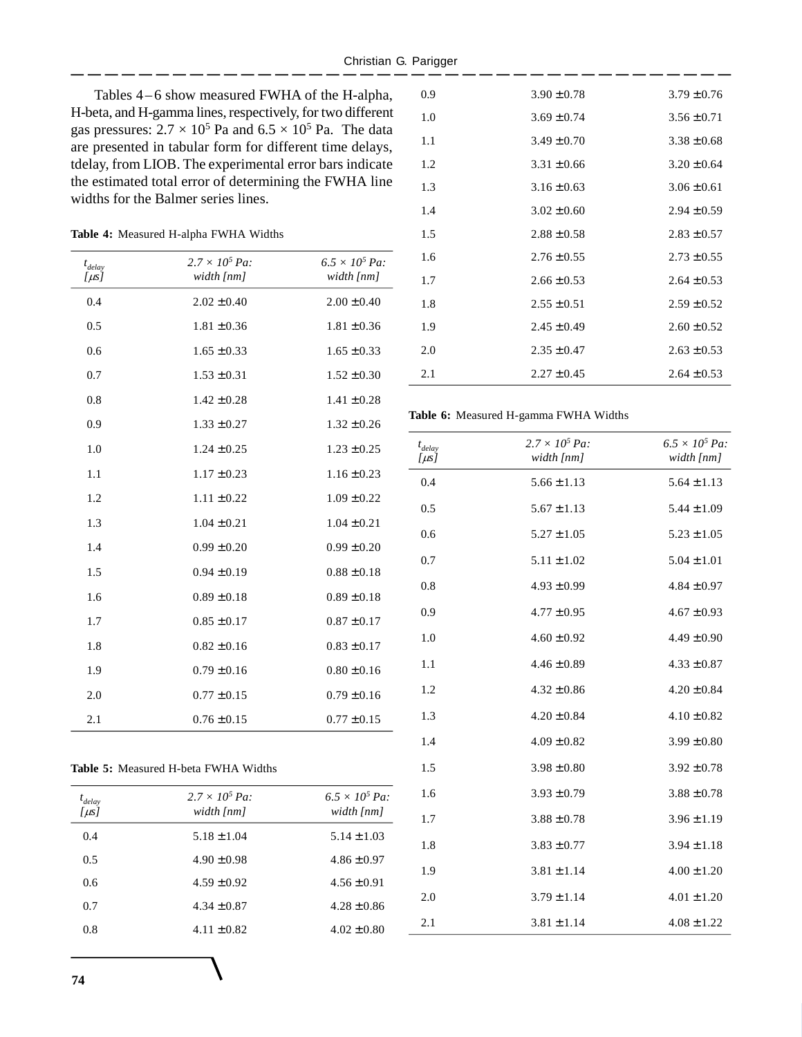Tables 4 – 6 show measured FWHA of the H-alpha, H-beta, and H-gamma lines, respectively, for two different gas pressures: $2.7 \times 10^5$ Pa and $6.5 \times 10^5$ Pa. The data are presented in tabular form for different time delays, tdelay, from LIOB. The experimental error bars indicate the estimated total error of determining the FWHA line widths for the Balmer series lines.

**Table 4:** Measured H-alpha FWHA Widths

| $t_{delay}$ [$\mu$s] | $2.7 \times 10^5$ Pa: width [nm] | $6.5 \times 10^5$ Pa: width [nm] |
|---|---|---|
| 0.4 | 2.02 ±0.40 | 2.00 ±0.40 |
| 0.5 | 1.81 ±0.36 | 1.81 ±0.36 |
| 0.6 | 1.65 ±0.33 | 1.65 ±0.33 |
| 0.7 | 1.53 ±0.31 | 1.52 ±0.30 |
| 0.8 | 1.42 ±0.28 | 1.41 ±0.28 |
| 0.9 | 1.33 ±0.27 | 1.32 ±0.26 |
| 1.0 | 1.24 ±0.25 | 1.23 ±0.25 |
| 1.1 | 1.17 ±0.23 | 1.16 ±0.23 |
| 1.2 | 1.11 ±0.22 | 1.09 ±0.22 |
| 1.3 | 1.04 ±0.21 | 1.04 ±0.21 |
| 1.4 | 0.99 ±0.20 | 0.99 ±0.20 |
| 1.5 | 0.94 ±0.19 | 0.88 ±0.18 |
| 1.6 | 0.89 ±0.18 | 0.89 ±0.18 |
| 1.7 | 0.85 ±0.17 | 0.87 ±0.17 |
| 1.8 | 0.82 ±0.16 | 0.83 ±0.17 |
| 1.9 | 0.79 ±0.16 | 0.80 ±0.16 |
| 2.0 | 0.77 ±0.15 | 0.79 ±0.16 |
| 2.1 | 0.76 ±0.15 | 0.77 ±0.15 |

**Table 5:** Measured H-beta FWHA Widths

| $t_{delay}$ [$\mu$s] | $2.7 \times 10^5$ Pa: width [nm] | $6.5 \times 10^5$ Pa: width [nm] |
|---|---|---|
| 0.4 | 5.18 ±1.04 | 5.14 ±1.03 |
| 0.5 | 4.90 ±0.98 | 4.86 ±0.97 |
| 0.6 | 4.59 ±0.92 | 4.56 ±0.91 |
| 0.7 | 4.34 ±0.87 | 4.28 ±0.86 |
| 0.8 | 4.11 ±0.82 | 4.02 ±0.80 |
| 0.9 | 3.90 ±0.78 | 3.79 ±0.76 |
| 1.0 | 3.69 ±0.74 | 3.56 ±0.71 |
| 1.1 | 3.49 ±0.70 | 3.38 ±0.68 |
| 1.2 | 3.31 ±0.66 | 3.20 ±0.64 |
| 1.3 | 3.16 ±0.63 | 3.06 ±0.61 |
| 1.4 | 3.02 ±0.60 | 2.94 ±0.59 |
| 1.5 | 2.88 ±0.58 | 2.83 ±0.57 |
| 1.6 | 2.76 ±0.55 | 2.73 ±0.55 |
| 1.7 | 2.66 ±0.53 | 2.64 ±0.53 |
| 1.8 | 2.55 ±0.51 | 2.59 ±0.52 |
| 1.9 | 2.45 ±0.49 | 2.60 ±0.52 |
| 2.0 | 2.35 ±0.47 | 2.63 ±0.53 |
| 2.1 | 2.27 ±0.45 | 2.64 ±0.53 |

**Table 6:** Measured H-gamma FWHA Widths

| $t_{delay}$ [$\mu$s] | $2.7 \times 10^5$ Pa: width [nm] | $6.5 \times 10^5$ Pa: width [nm] |
|---|---|---|
| 0.4 | 5.66 ±1.13 | 5.64 ±1.13 |
| 0.5 | 5.67 ±1.13 | 5.44 ±1.09 |
| 0.6 | 5.27 ±1.05 | 5.23 ±1.05 |
| 0.7 | 5.11 ±1.02 | 5.04 ±1.01 |
| 0.8 | 4.93 ±0.99 | 4.84 ±0.97 |
| 0.9 | 4.77 ±0.95 | 4.67 ±0.93 |
| 1.0 | 4.60 ±0.92 | 4.49 ±0.90 |
| 1.1 | 4.46 ±0.89 | 4.33 ±0.87 |
| 1.2 | 4.32 ±0.86 | 4.20 ±0.84 |
| 1.3 | 4.20 ±0.84 | 4.10 ±0.82 |
| 1.4 | 4.09 ±0.82 | 3.99 ±0.80 |
| 1.5 | 3.98 ±0.80 | 3.92 ±0.78 |
| 1.6 | 3.93 ±0.79 | 3.88 ±0.78 |
| 1.7 | 3.88 ±0.78 | 3.96 ±1.19 |
| 1.8 | 3.83 ±0.77 | 3.94 ±1.18 |
| 1.9 | 3.81 ±1.14 | 4.00 ±1.20 |
| 2.0 | 3.79 ±1.14 | 4.01 ±1.20 |
| 2.1 | 3.81 ±1.14 | 4.08 ±1.22 |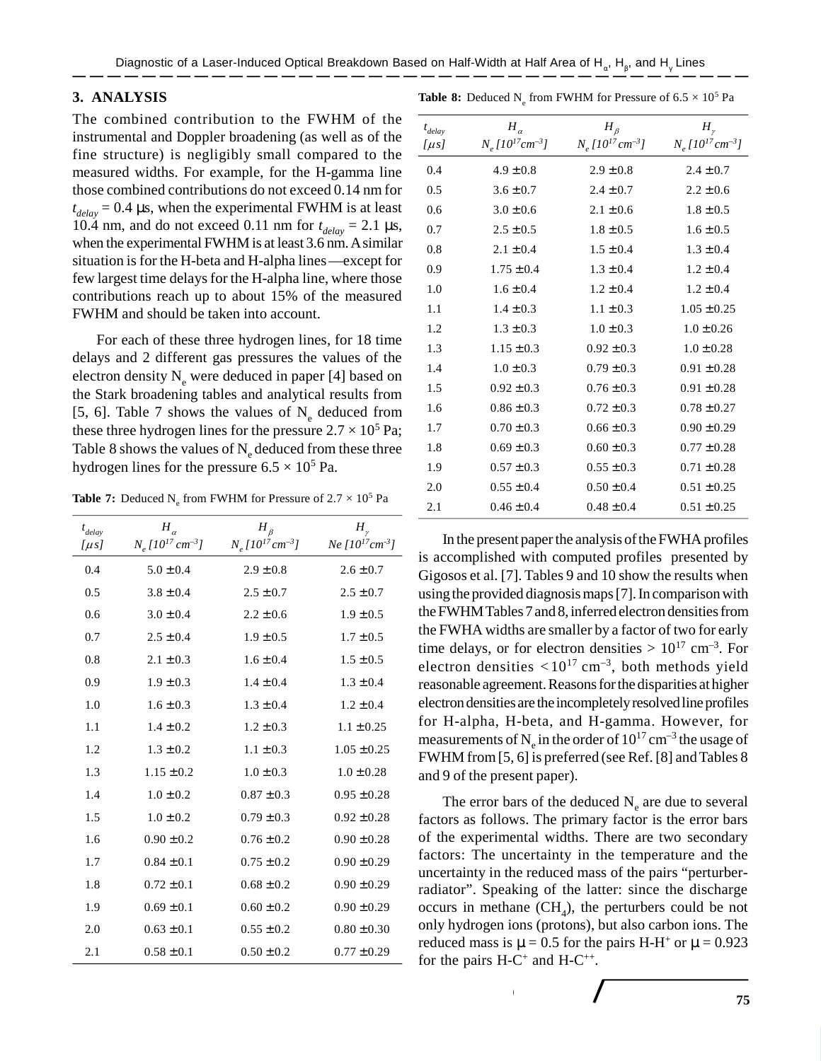## 3. ANALYSIS

The combined contribution to the FWHM of the instrumental and Doppler broadening (as well as of the fine structure) is negligibly small compared to the measured widths. For example, for the H-gamma line those combined contributions do not exceed 0.14 nm for $t_{delay}$ = 0.4 μs, when the experimental FWHM is at least 10.4 nm, and do not exceed 0.11 nm for $t_{delay}$ = 2.1 μs, when the experimental FWHM is at least 3.6 nm. A similar situation is for the H-beta and H-alpha lines—except for few largest time delays for the H-alpha line, where those contributions reach up to about 15% of the measured FWHM and should be taken into account.

For each of these three hydrogen lines, for 18 time delays and 2 different gas pressures the values of the electron density $N_e$ were deduced in paper [4] based on the Stark broadening tables and analytical results from [5, 6]. Table 7 shows the values of $N_e$ deduced from these three hydrogen lines for the pressure 2.7 × 10$^5$ Pa; Table 8 shows the values of $N_e$ deduced from these three hydrogen lines for the pressure 6.5 × 10$^5$ Pa.

**Table 7:** Deduced $N_e$ from FWHM for Pressure of 2.7 × 10$^5$ Pa

| $t_{delay}$ [$\mu s$] | $H_\alpha$ $N_e$ [$10^{17}$ $cm^{-3}$] | $H_\beta$ $N_e$ [$10^{17}$ $cm^{-3}$] | $H_\gamma$ $Ne$ [$10^{17}$ $cm^{-3}$] |
|---|---|---|---|
| 0.4 | 5.0 ±0.4 | 2.9 ±0.8 | 2.6 ±0.7 |
| 0.5 | 3.8 ±0.4 | 2.5 ±0.7 | 2.5 ±0.7 |
| 0.6 | 3.0 ±0.4 | 2.2 ±0.6 | 1.9 ±0.5 |
| 0.7 | 2.5 ±0.4 | 1.9 ±0.5 | 1.7 ±0.5 |
| 0.8 | 2.1 ±0.3 | 1.6 ±0.4 | 1.5 ±0.5 |
| 0.9 | 1.9 ±0.3 | 1.4 ±0.4 | 1.3 ±0.4 |
| 1.0 | 1.6 ±0.3 | 1.3 ±0.4 | 1.2 ±0.4 |
| 1.1 | 1.4 ±0.2 | 1.2 ±0.3 | 1.1 ±0.25 |
| 1.2 | 1.3 ±0.2 | 1.1 ±0.3 | 1.05 ±0.25 |
| 1.3 | 1.15 ±0.2 | 1.0 ±0.3 | 1.0 ±0.28 |
| 1.4 | 1.0 ±0.2 | 0.87 ±0.3 | 0.95 ±0.28 |
| 1.5 | 1.0 ±0.2 | 0.79 ±0.3 | 0.92 ±0.28 |
| 1.6 | 0.90 ±0.2 | 0.76 ±0.2 | 0.90 ±0.28 |
| 1.7 | 0.84 ±0.1 | 0.75 ±0.2 | 0.90 ±0.29 |
| 1.8 | 0.72 ±0.1 | 0.68 ±0.2 | 0.90 ±0.29 |
| 1.9 | 0.69 ±0.1 | 0.60 ±0.2 | 0.90 ±0.29 |
| 2.0 | 0.63 ±0.1 | 0.55 ±0.2 | 0.80 ±0.30 |
| 2.1 | 0.58 ±0.1 | 0.50 ±0.2 | 0.77 ±0.29 |

**Table 8:** Deduced $N_e$ from FWHM for Pressure of 6.5 × 10$^5$ Pa

| $t_{delay}$ [$\mu s$] | $H_\alpha$ $N_e$ [$10^{17}$$cm^{-3}$] | $H_\beta$ $N_e$ [$10^{17}$ $cm^{-3}$] | $H_\gamma$ $N_e$ [$10^{17}$$cm^{-3}$] |
|---|---|---|---|
| 0.4 | 4.9 ±0.8 | 2.9 ±0.8 | 2.4 ±0.7 |
| 0.5 | 3.6 ±0.7 | 2.4 ±0.7 | 2.2 ±0.6 |
| 0.6 | 3.0 ±0.6 | 2.1 ±0.6 | 1.8 ±0.5 |
| 0.7 | 2.5 ±0.5 | 1.8 ±0.5 | 1.6 ±0.5 |
| 0.8 | 2.1 ±0.4 | 1.5 ±0.4 | 1.3 ±0.4 |
| 0.9 | 1.75 ±0.4 | 1.3 ±0.4 | 1.2 ±0.4 |
| 1.0 | 1.6 ±0.4 | 1.2 ±0.4 | 1.2 ±0.4 |
| 1.1 | 1.4 ±0.3 | 1.1 ±0.3 | 1.05 ±0.25 |
| 1.2 | 1.3 ±0.3 | 1.0 ±0.3 | 1.0 ±0.26 |
| 1.3 | 1.15 ±0.3 | 0.92 ±0.3 | 1.0 ±0.28 |
| 1.4 | 1.0 ±0.3 | 0.79 ±0.3 | 0.91 ±0.28 |
| 1.5 | 0.92 ±0.3 | 0.76 ±0.3 | 0.91 ±0.28 |
| 1.6 | 0.86 ±0.3 | 0.72 ±0.3 | 0.78 ±0.27 |
| 1.7 | 0.70 ±0.3 | 0.66 ±0.3 | 0.90 ±0.29 |
| 1.8 | 0.69 ±0.3 | 0.60 ±0.3 | 0.77 ±0.28 |
| 1.9 | 0.57 ±0.3 | 0.55 ±0.3 | 0.71 ±0.28 |
| 2.0 | 0.55 ±0.4 | 0.50 ±0.4 | 0.51 ±0.25 |
| 2.1 | 0.46 ±0.4 | 0.48 ±0.4 | 0.51 ±0.25 |

In the present paper the analysis of the FWHA profiles is accomplished with computed profiles presented by Gigosos et al. [7]. Tables 9 and 10 show the results when using the provided diagnosis maps [7]. In comparison with the FWHM Tables 7 and 8, inferred electron densities from the FWHA widths are smaller by a factor of two for early time delays, or for electron densities > $10^{17}$ cm$^{-3}$. For electron densities < $10^{17}$ cm$^{-3}$, both methods yield reasonable agreement. Reasons for the disparities at higher electron densities are the incompletely resolved line profiles for H-alpha, H-beta, and H-gamma. However, for measurements of $N_e$ in the order of $10^{17}$ cm$^{-3}$ the usage of FWHM from [5, 6] is preferred (see Ref. [8] and Tables 8 and 9 of the present paper).

The error bars of the deduced $N_e$ are due to several factors as follows. The primary factor is the error bars of the experimental widths. There are two secondary factors: The uncertainty in the temperature and the uncertainty in the reduced mass of the pairs "perturber-radiator". Speaking of the latter: since the discharge occurs in methane ($CH_4$), the perturbers could be not only hydrogen ions (protons), but also carbon ions. The reduced mass is μ = 0.5 for the pairs H-$H^+$ or μ = 0.923 for the pairs H-$C^+$ and H-$C^{++}$.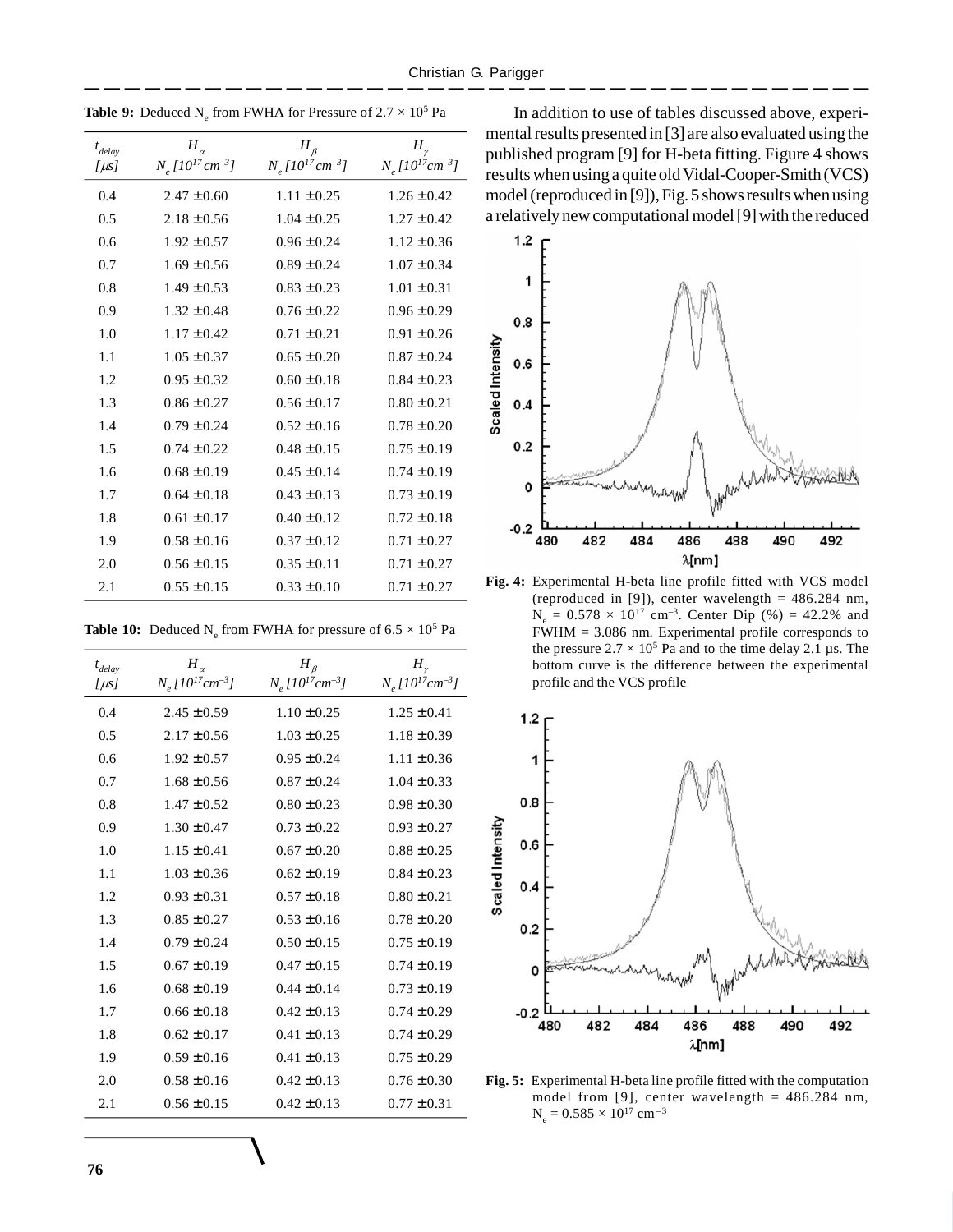**Table 9:** Deduced $N_e$ from FWHA for Pressure of $2.7 \times 10^5$ Pa

| $t_{delay}$ [$\mu s$] | $H_\alpha$ $N_e$ [$10^{17}$ cm$^{-3}$] | $H_\beta$ $N_e$ [$10^{17}$ cm$^{-3}$] | $H_\gamma$ $N_e$ [$10^{17}$cm$^{-3}$] |
|---|---|---|---|
| 0.4 | 2.47 ±0.60 | 1.11 ±0.25 | 1.26 ±0.42 |
| 0.5 | 2.18 ±0.56 | 1.04 ±0.25 | 1.27 ±0.42 |
| 0.6 | 1.92 ±0.57 | 0.96 ±0.24 | 1.12 ±0.36 |
| 0.7 | 1.69 ±0.56 | 0.89 ±0.24 | 1.07 ±0.34 |
| 0.8 | 1.49 ±0.53 | 0.83 ±0.23 | 1.01 ±0.31 |
| 0.9 | 1.32 ±0.48 | 0.76 ±0.22 | 0.96 ±0.29 |
| 1.0 | 1.17 ±0.42 | 0.71 ±0.21 | 0.91 ±0.26 |
| 1.1 | 1.05 ±0.37 | 0.65 ±0.20 | 0.87 ±0.24 |
| 1.2 | 0.95 ±0.32 | 0.60 ±0.18 | 0.84 ±0.23 |
| 1.3 | 0.86 ±0.27 | 0.56 ±0.17 | 0.80 ±0.21 |
| 1.4 | 0.79 ±0.24 | 0.52 ±0.16 | 0.78 ±0.20 |
| 1.5 | 0.74 ±0.22 | 0.48 ±0.15 | 0.75 ±0.19 |
| 1.6 | 0.68 ±0.19 | 0.45 ±0.14 | 0.74 ±0.19 |
| 1.7 | 0.64 ±0.18 | 0.43 ±0.13 | 0.73 ±0.19 |
| 1.8 | 0.61 ±0.17 | 0.40 ±0.12 | 0.72 ±0.18 |
| 1.9 | 0.58 ±0.16 | 0.37 ±0.12 | 0.71 ±0.27 |
| 2.0 | 0.56 ±0.15 | 0.35 ±0.11 | 0.71 ±0.27 |
| 2.1 | 0.55 ±0.15 | 0.33 ±0.10 | 0.71 ±0.27 |

**Table 10:** Deduced $N_e$ from FWHA for pressure of $6.5 \times 10^5$ Pa

| $t_{delay}$ [$\mu s$] | $H_\alpha$ $N_e$ [$10^{17}$cm$^{-3}$] | $H_\beta$ $N_e$ [$10^{17}$cm$^{-3}$] | $H_\gamma$ $N_e$ [$10^{17}$cm$^{-3}$] |
|---|---|---|---|
| 0.4 | 2.45 ±0.59 | 1.10 ±0.25 | 1.25 ±0.41 |
| 0.5 | 2.17 ±0.56 | 1.03 ±0.25 | 1.18 ±0.39 |
| 0.6 | 1.92 ±0.57 | 0.95 ±0.24 | 1.11 ±0.36 |
| 0.7 | 1.68 ±0.56 | 0.87 ±0.24 | 1.04 ±0.33 |
| 0.8 | 1.47 ±0.52 | 0.80 ±0.23 | 0.98 ±0.30 |
| 0.9 | 1.30 ±0.47 | 0.73 ±0.22 | 0.93 ±0.27 |
| 1.0 | 1.15 ±0.41 | 0.67 ±0.20 | 0.88 ±0.25 |
| 1.1 | 1.03 ±0.36 | 0.62 ±0.19 | 0.84 ±0.23 |
| 1.2 | 0.93 ±0.31 | 0.57 ±0.18 | 0.80 ±0.21 |
| 1.3 | 0.85 ±0.27 | 0.53 ±0.16 | 0.78 ±0.20 |
| 1.4 | 0.79 ±0.24 | 0.50 ±0.15 | 0.75 ±0.19 |
| 1.5 | 0.67 ±0.19 | 0.47 ±0.15 | 0.74 ±0.19 |
| 1.6 | 0.68 ±0.19 | 0.44 ±0.14 | 0.73 ±0.19 |
| 1.7 | 0.66 ±0.18 | 0.42 ±0.13 | 0.74 ±0.29 |
| 1.8 | 0.62 ±0.17 | 0.41 ±0.13 | 0.74 ±0.29 |
| 1.9 | 0.59 ±0.16 | 0.41 ±0.13 | 0.75 ±0.29 |
| 2.0 | 0.58 ±0.16 | 0.42 ±0.13 | 0.76 ±0.30 |
| 2.1 | 0.56 ±0.15 | 0.42 ±0.13 | 0.77 ±0.31 |

In addition to use of tables discussed above, experimental results presented in [3] are also evaluated using the published program [9] for H-beta fitting. Figure 4 shows results when using a quite old Vidal-Cooper-Smith (VCS) model (reproduced in [9]), Fig. 5 shows results when using a relatively new computational model [9] with the reduced

**Fig. 4:** Experimental H-beta line profile fitted with VCS model (reproduced in [9]), center wavelength = 486.284 nm, $N_e = 0.578 \times 10^{17}$ cm$^{-3}$. Center Dip (%) = 42.2% and FWHM = 3.086 nm. Experimental profile corresponds to the pressure $2.7 \times 10^5$ Pa and to the time delay 2.1 µs. The bottom curve is the difference between the experimental profile and the VCS profile

**Fig. 5:** Experimental H-beta line profile fitted with the computation model from [9], center wavelength = 486.284 nm, $N_e = 0.585 \times 10^{17}$ cm$^{-3}$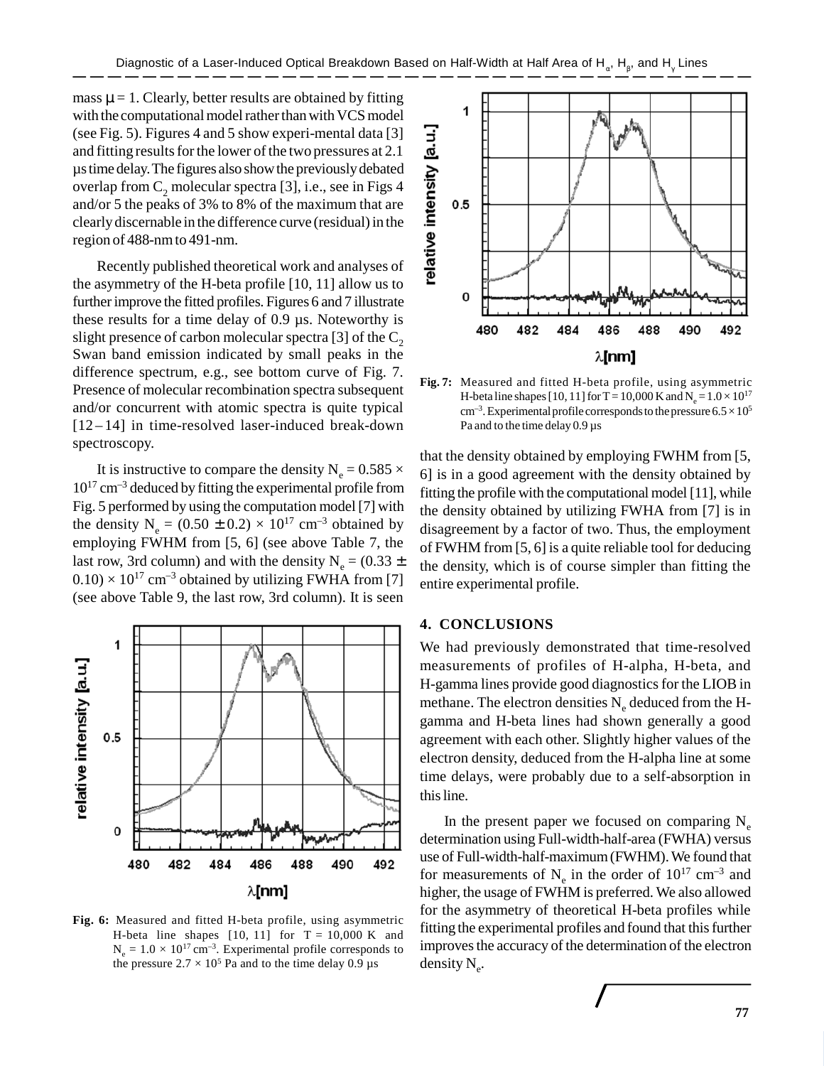mass $\mu = 1$. Clearly, better results are obtained by fitting with the computational model rather than with VCS model (see Fig. 5). Figures 4 and 5 show experi-mental data [3] and fitting results for the lower of the two pressures at 2.1 µs time delay. The figures also show the previously debated overlap from $C_2$ molecular spectra [3], i.e., see in Figs 4 and/or 5 the peaks of 3% to 8% of the maximum that are clearly discernable in the difference curve (residual) in the region of 488-nm to 491-nm.

Recently published theoretical work and analyses of the asymmetry of the H-beta profile [10, 11] allow us to further improve the fitted profiles. Figures 6 and 7 illustrate these results for a time delay of 0.9 µs. Noteworthy is slight presence of carbon molecular spectra [3] of the $C_2$ Swan band emission indicated by small peaks in the difference spectrum, e.g., see bottom curve of Fig. 7. Presence of molecular recombination spectra subsequent and/or concurrent with atomic spectra is quite typical [12 – 14] in time-resolved laser-induced break-down spectroscopy.

It is instructive to compare the density $N_e = 0.585 \times 10^{17}$ cm$^{-3}$ deduced by fitting the experimental profile from Fig. 5 performed by using the computation model [7] with the density $N_e = (0.50 \pm 0.2) \times 10^{17}$ cm$^{-3}$ obtained by employing FWHM from [5, 6] (see above Table 7, the last row, 3rd column) and with the density $N_e = (0.33 \pm 0.10) \times 10^{17}$ cm$^{-3}$ obtained by utilizing FWHA from [7] (see above Table 9, the last row, 3rd column). It is seen that the density obtained by employing FWHM from [5, 6] is in a good agreement with the density obtained by fitting the profile with the computational model [11], while the density obtained by utilizing FWHA from [7] is in disagreement by a factor of two. Thus, the employment of FWHM from [5, 6] is a quite reliable tool for deducing the density, which is of course simpler than fitting the entire experimental profile.

**Fig. 6:** Measured and fitted H-beta profile, using asymmetric H-beta line shapes [10, 11] for T = 10,000 K and $N_e = 1.0 \times 10^{17}$ cm$^{-3}$. Experimental profile corresponds to the pressure $2.7 \times 10^5$ Pa and to the time delay 0.9 µs

**Fig. 7:** Measured and fitted H-beta profile, using asymmetric H-beta line shapes [10, 11] for T = 10,000 K and $N_e = 1.0 \times 10^{17}$ cm$^{-3}$. Experimental profile corresponds to the pressure $6.5 \times 10^5$ Pa and to the time delay 0.9 µs

## 4. CONCLUSIONS

We had previously demonstrated that time-resolved measurements of profiles of H-alpha, H-beta, and H-gamma lines provide good diagnostics for the LIOB in methane. The electron densities $N_e$ deduced from the H-gamma and H-beta lines had shown generally a good agreement with each other. Slightly higher values of the electron density, deduced from the H-alpha line at some time delays, were probably due to a self-absorption in this line.

In the present paper we focused on comparing $N_e$ determination using Full-width-half-area (FWHA) versus use of Full-width-half-maximum (FWHM). We found that for measurements of $N_e$ in the order of $10^{17}$ cm$^{-3}$ and higher, the usage of FWHM is preferred. We also allowed for the asymmetry of theoretical H-beta profiles while fitting the experimental profiles and found that this further improves the accuracy of the determination of the electron density $N_e$.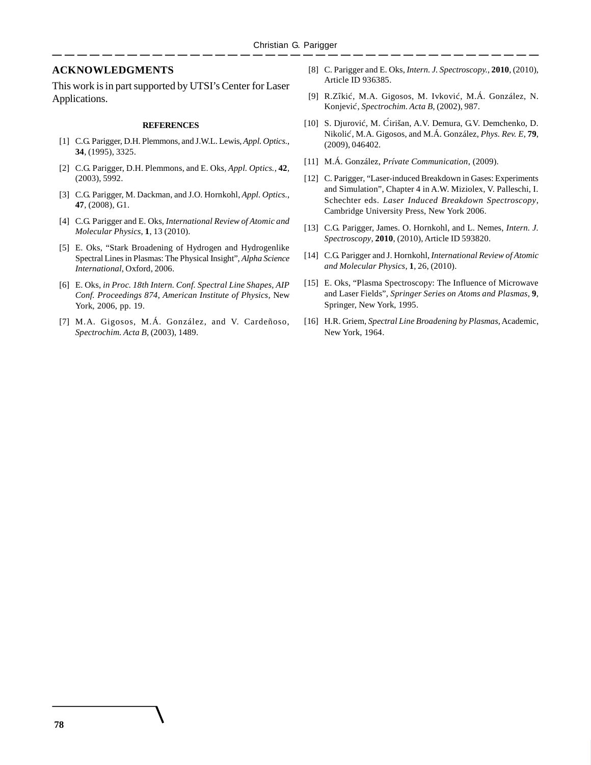## ACKNOWLEDGMENTS

This work is in part supported by UTSI's Center for Laser Applications.

### REFERENCES

[1] C.G. Parigger, D.H. Plemmons, and J.W.L. Lewis, *Appl. Optics.*, **34**, (1995), 3325.

[2] C.G. Parigger, D.H. Plemmons, and E. Oks, *Appl. Optics.*, **42**, (2003), 5992.

[3] C.G. Parigger, M. Dackman, and J.O. Hornkohl, *Appl. Optics.*, **47**, (2008), G1.

[4] C.G. Parigger and E. Oks, *International Review of Atomic and Molecular Physics*, **1**, 13 (2010).

[5] E. Oks, "Stark Broadening of Hydrogen and Hydrogenlike Spectral Lines in Plasmas: The Physical Insight", *Alpha Science International*, Oxford, 2006.

[6] E. Oks, *in Proc. 18th Intern. Conf. Spectral Line Shapes, AIP Conf. Proceedings 874*, *American Institute of Physics*, New York, 2006, pp. 19.

[7] M.A. Gigosos, M.Á. González, and V. Cardeñoso, *Spectrochim. Acta B*, (2003), 1489.

[8] C. Parigger and E. Oks, *Intern. J. Spectroscopy.*, **2010**, (2010), Article ID 936385.

[9] R.Zîkić, M.A. Gigosos, M. Ivković, M.Á. González, N. Konjević, *Spectrochim. Acta B*, (2002), 987.

[10] S. Djurović, M. Ćirišan, A.V. Demura, G.V. Demchenko, D. Nikolić, M.A. Gigosos, and M.Á. González, *Phys. Rev. E*, **79**, (2009), 046402.

[11] M.Á. González, *Prívate Communication*, (2009).

[12] C. Parigger, "Laser-induced Breakdown in Gases: Experiments and Simulation", Chapter 4 in A.W. Miziolex, V. Palleschi, I. Schechter eds. *Laser Induced Breakdown Spectroscopy*, Cambridge University Press, New York 2006.

[13] C.G. Parigger, James. O. Hornkohl, and L. Nemes, *Intern. J. Spectroscopy*, **2010**, (2010), Article ID 593820.

[14] C.G. Parigger and J. Hornkohl, *International Review of Atomic and Molecular Physics*, **1**, 26, (2010).

[15] E. Oks, "Plasma Spectroscopy: The Influence of Microwave and Laser Fields", *Springer Series on Atoms and Plasmas*, **9**, Springer, New York, 1995.

[16] H.R. Griem, *Spectral Line Broadening by Plasmas*, Academic, New York, 1964.